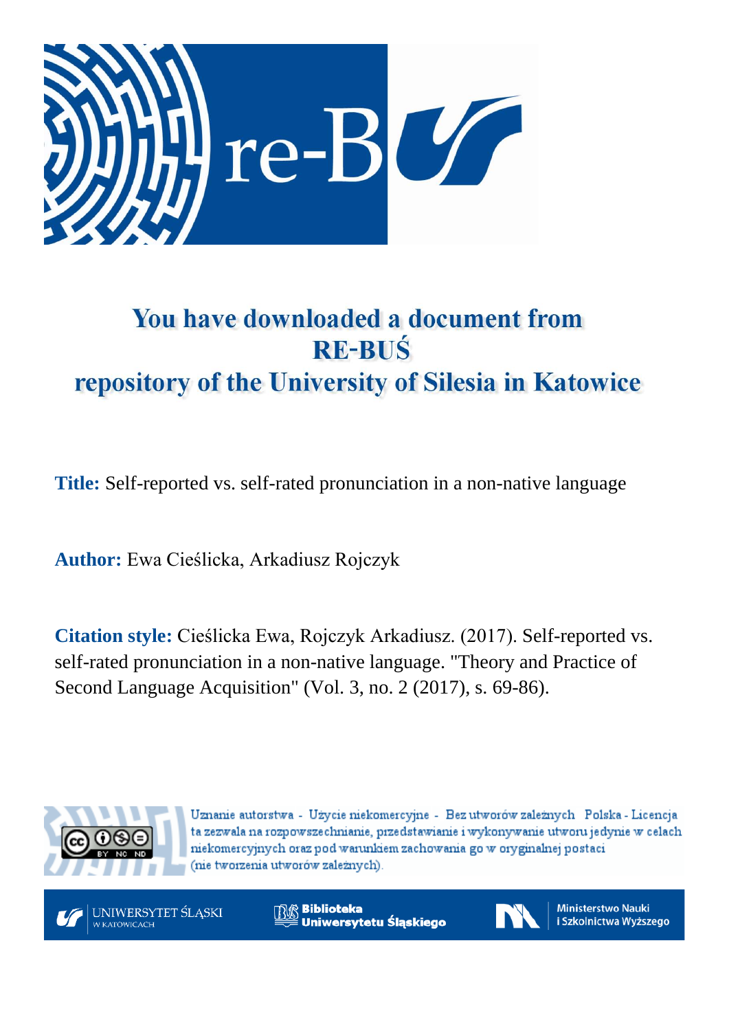# You have downloaded a document from RE-BUŚ repository of the University of Silesia in Katowice

**Title:** Self-reported vs. self-rated pronunciation in a non-native language

**Author:** Ewa Cieślicka, Arkadiusz Rojczyk

**Citation style:** Cieślicka Ewa, Rojczyk Arkadiusz. (2017). Self-reported vs. self-rated pronunciation in a non-native language. "Theory and Practice of Second Language Acquisition" (Vol. 3, no. 2 (2017), s. 69-86).

Uznanie autorstwa - Użycie niekomercyjne - Bez utworów zależnych Polska - Licencja ta zezwala na rozpowszechnianie, przedstawianie i wykonywanie utworu jedynie w celach niekomercyjnych oraz pod warunkiem zachowania go w oryginalnej postaci (nie tworzenia utworów zależnych).

UNIWERSYTET ŚLĄSKI W KATOWICACH

Biblioteka Uniwersytetu Śląskiego

Ministerstwo Nauki i Szkolnictwa Wyższego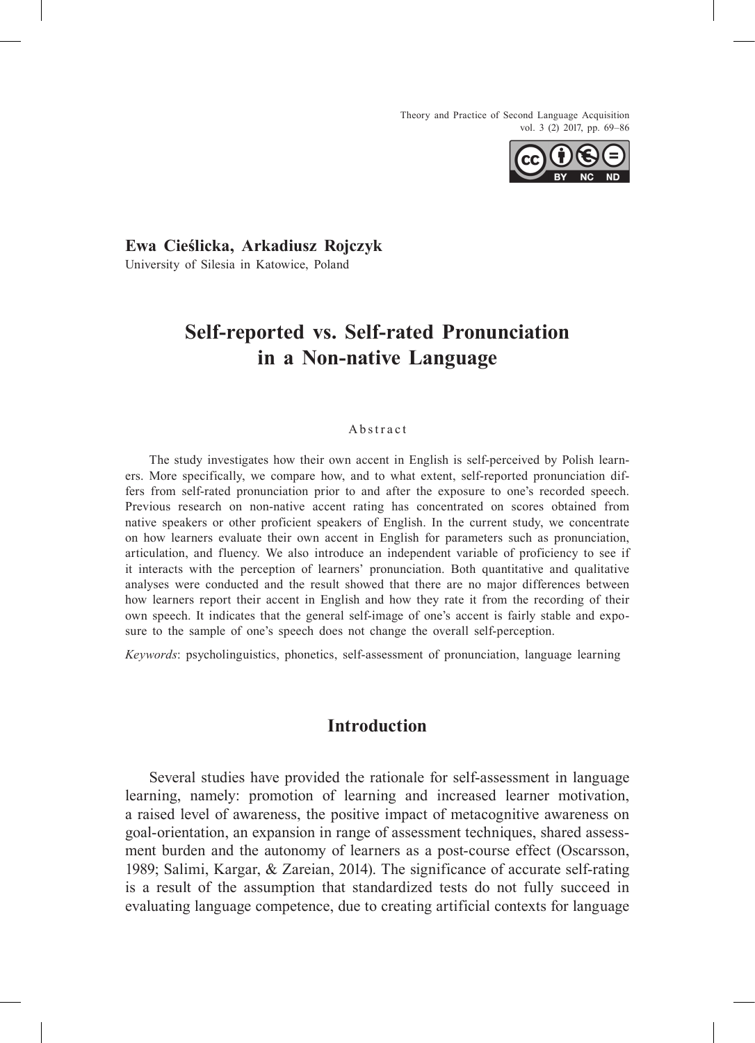**Ewa Cieślicka, Arkadiusz Rojczyk**
University of Silesia in Katowice, Poland

# Self-reported vs. Self-rated Pronunciation in a Non-native Language

### Abstract

The study investigates how their own accent in English is self-perceived by Polish learners. More specifically, we compare how, and to what extent, self-reported pronunciation differs from self-rated pronunciation prior to and after the exposure to one's recorded speech. Previous research on non-native accent rating has concentrated on scores obtained from native speakers or other proficient speakers of English. In the current study, we concentrate on how learners evaluate their own accent in English for parameters such as pronunciation, articulation, and fluency. We also introduce an independent variable of proficiency to see if it interacts with the perception of learners' pronunciation. Both quantitative and qualitative analyses were conducted and the result showed that there are no major differences between how learners report their accent in English and how they rate it from the recording of their own speech. It indicates that the general self-image of one's accent is fairly stable and exposure to the sample of one's speech does not change the overall self-perception.

*Keywords*: psycholinguistics, phonetics, self-assessment of pronunciation, language learning

## Introduction

Several studies have provided the rationale for self-assessment in language learning, namely: promotion of learning and increased learner motivation, a raised level of awareness, the positive impact of metacognitive awareness on goal-orientation, an expansion in range of assessment techniques, shared assessment burden and the autonomy of learners as a post-course effect (Oscarsson, 1989; Salimi, Kargar, & Zareian, 2014). The significance of accurate self-rating is a result of the assumption that standardized tests do not fully succeed in evaluating language competence, due to creating artificial contexts for language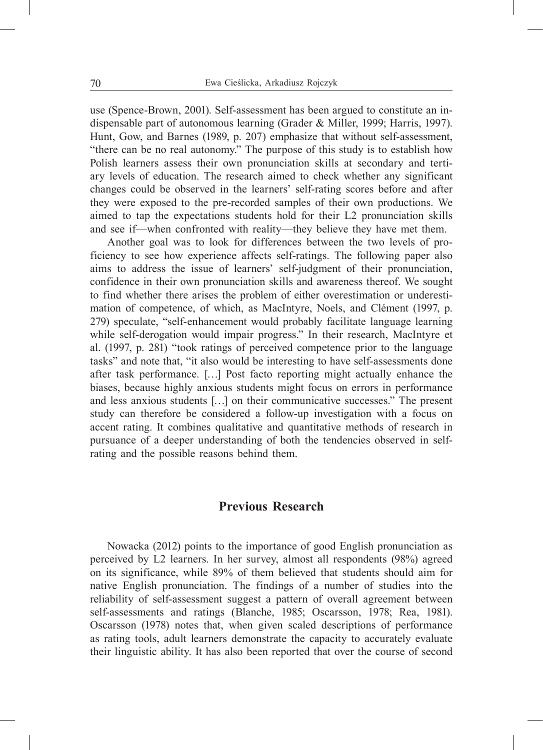use (Spence-Brown, 2001). Self-assessment has been argued to constitute an indispensable part of autonomous learning (Grader & Miller, 1999; Harris, 1997). Hunt, Gow, and Barnes (1989, p. 207) emphasize that without self-assessment, "there can be no real autonomy." The purpose of this study is to establish how Polish learners assess their own pronunciation skills at secondary and tertiary levels of education. The research aimed to check whether any significant changes could be observed in the learners' self-rating scores before and after they were exposed to the pre-recorded samples of their own productions. We aimed to tap the expectations students hold for their L2 pronunciation skills and see if—when confronted with reality—they believe they have met them.

Another goal was to look for differences between the two levels of proficiency to see how experience affects self-ratings. The following paper also aims to address the issue of learners' self-judgment of their pronunciation, confidence in their own pronunciation skills and awareness thereof. We sought to find whether there arises the problem of either overestimation or underestimation of competence, of which, as MacIntyre, Noels, and Clément (1997, p. 279) speculate, "self-enhancement would probably facilitate language learning while self-derogation would impair progress." In their research, MacIntyre et al. (1997, p. 281) "took ratings of perceived competence prior to the language tasks" and note that, "it also would be interesting to have self-assessments done after task performance. […] Post facto reporting might actually enhance the biases, because highly anxious students might focus on errors in performance and less anxious students […] on their communicative successes." The present study can therefore be considered a follow-up investigation with a focus on accent rating. It combines qualitative and quantitative methods of research in pursuance of a deeper understanding of both the tendencies observed in self-rating and the possible reasons behind them.

## Previous Research

Nowacka (2012) points to the importance of good English pronunciation as perceived by L2 learners. In her survey, almost all respondents (98%) agreed on its significance, while 89% of them believed that students should aim for native English pronunciation. The findings of a number of studies into the reliability of self-assessment suggest a pattern of overall agreement between self-assessments and ratings (Blanche, 1985; Oscarsson, 1978; Rea, 1981). Oscarsson (1978) notes that, when given scaled descriptions of performance as rating tools, adult learners demonstrate the capacity to accurately evaluate their linguistic ability. It has also been reported that over the course of second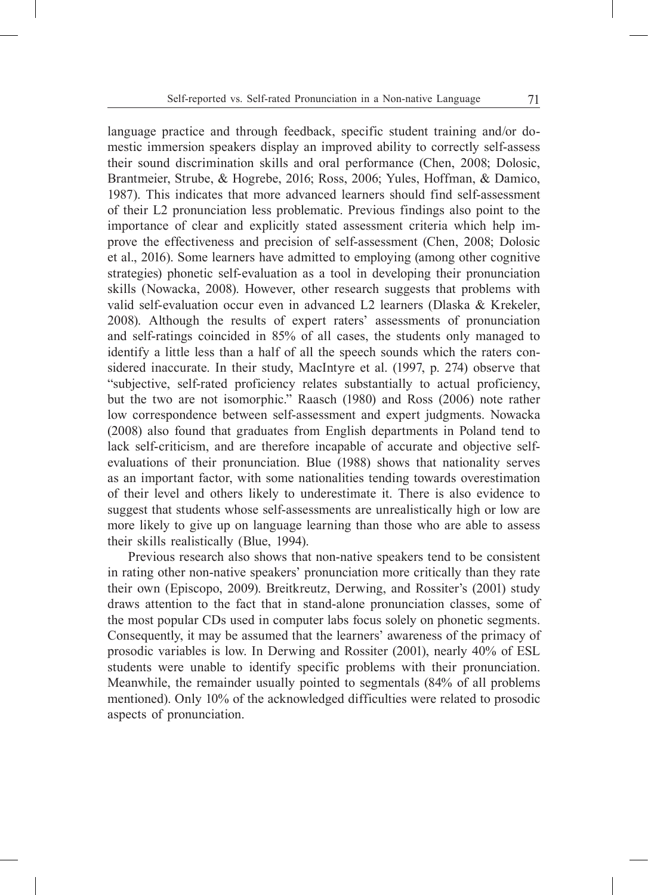language practice and through feedback, specific student training and/or domestic immersion speakers display an improved ability to correctly self-assess their sound discrimination skills and oral performance (Chen, 2008; Dolosic, Brantmeier, Strube, & Hogrebe, 2016; Ross, 2006; Yules, Hoffman, & Damico, 1987). This indicates that more advanced learners should find self-assessment of their L2 pronunciation less problematic. Previous findings also point to the importance of clear and explicitly stated assessment criteria which help improve the effectiveness and precision of self-assessment (Chen, 2008; Dolosic et al., 2016). Some learners have admitted to employing (among other cognitive strategies) phonetic self-evaluation as a tool in developing their pronunciation skills (Nowacka, 2008). However, other research suggests that problems with valid self-evaluation occur even in advanced L2 learners (Dlaska & Krekeler, 2008). Although the results of expert raters' assessments of pronunciation and self-ratings coincided in 85% of all cases, the students only managed to identify a little less than a half of all the speech sounds which the raters considered inaccurate. In their study, MacIntyre et al. (1997, p. 274) observe that "subjective, self-rated proficiency relates substantially to actual proficiency, but the two are not isomorphic." Raasch (1980) and Ross (2006) note rather low correspondence between self-assessment and expert judgments. Nowacka (2008) also found that graduates from English departments in Poland tend to lack self-criticism, and are therefore incapable of accurate and objective self-evaluations of their pronunciation. Blue (1988) shows that nationality serves as an important factor, with some nationalities tending towards overestimation of their level and others likely to underestimate it. There is also evidence to suggest that students whose self-assessments are unrealistically high or low are more likely to give up on language learning than those who are able to assess their skills realistically (Blue, 1994).

Previous research also shows that non-native speakers tend to be consistent in rating other non-native speakers' pronunciation more critically than they rate their own (Episcopo, 2009). Breitkreutz, Derwing, and Rossiter's (2001) study draws attention to the fact that in stand-alone pronunciation classes, some of the most popular CDs used in computer labs focus solely on phonetic segments. Consequently, it may be assumed that the learners' awareness of the primacy of prosodic variables is low. In Derwing and Rossiter (2001), nearly 40% of ESL students were unable to identify specific problems with their pronunciation. Meanwhile, the remainder usually pointed to segmentals (84% of all problems mentioned). Only 10% of the acknowledged difficulties were related to prosodic aspects of pronunciation.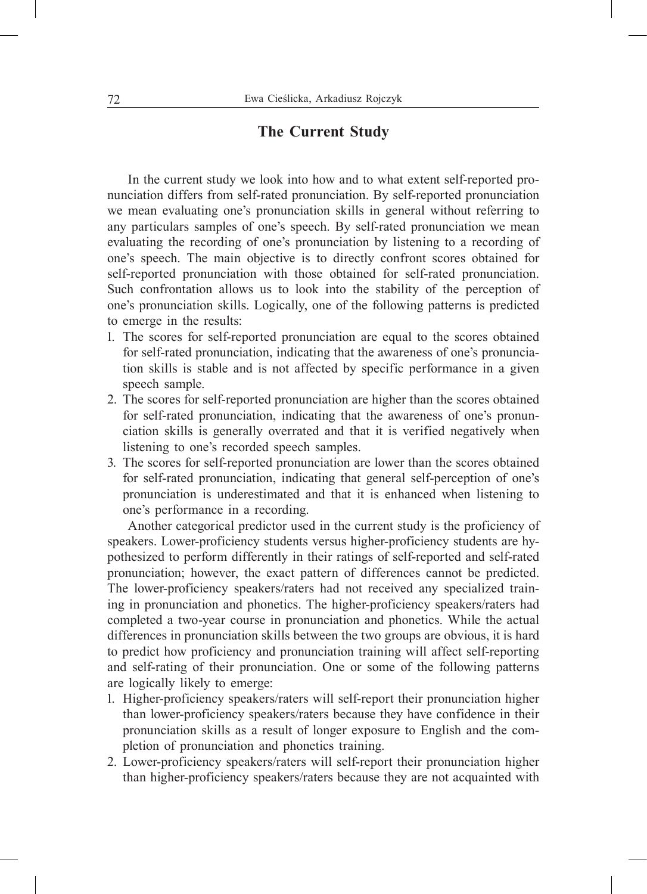## The Current Study

In the current study we look into how and to what extent self-reported pronunciation differs from self-rated pronunciation. By self-reported pronunciation we mean evaluating one's pronunciation skills in general without referring to any particulars samples of one's speech. By self-rated pronunciation we mean evaluating the recording of one's pronunciation by listening to a recording of one's speech. The main objective is to directly confront scores obtained for self-reported pronunciation with those obtained for self-rated pronunciation. Such confrontation allows us to look into the stability of the perception of one's pronunciation skills. Logically, one of the following patterns is predicted to emerge in the results:

1. The scores for self-reported pronunciation are equal to the scores obtained for self-rated pronunciation, indicating that the awareness of one's pronunciation skills is stable and is not affected by specific performance in a given speech sample.
2. The scores for self-reported pronunciation are higher than the scores obtained for self-rated pronunciation, indicating that the awareness of one's pronunciation skills is generally overrated and that it is verified negatively when listening to one's recorded speech samples.
3. The scores for self-reported pronunciation are lower than the scores obtained for self-rated pronunciation, indicating that general self-perception of one's pronunciation is underestimated and that it is enhanced when listening to one's performance in a recording.

Another categorical predictor used in the current study is the proficiency of speakers. Lower-proficiency students versus higher-proficiency students are hypothesized to perform differently in their ratings of self-reported and self-rated pronunciation; however, the exact pattern of differences cannot be predicted. The lower-proficiency speakers/raters had not received any specialized training in pronunciation and phonetics. The higher-proficiency speakers/raters had completed a two-year course in pronunciation and phonetics. While the actual differences in pronunciation skills between the two groups are obvious, it is hard to predict how proficiency and pronunciation training will affect self-reporting and self-rating of their pronunciation. One or some of the following patterns are logically likely to emerge:

1. Higher-proficiency speakers/raters will self-report their pronunciation higher than lower-proficiency speakers/raters because they have confidence in their pronunciation skills as a result of longer exposure to English and the completion of pronunciation and phonetics training.
2. Lower-proficiency speakers/raters will self-report their pronunciation higher than higher-proficiency speakers/raters because they are not acquainted with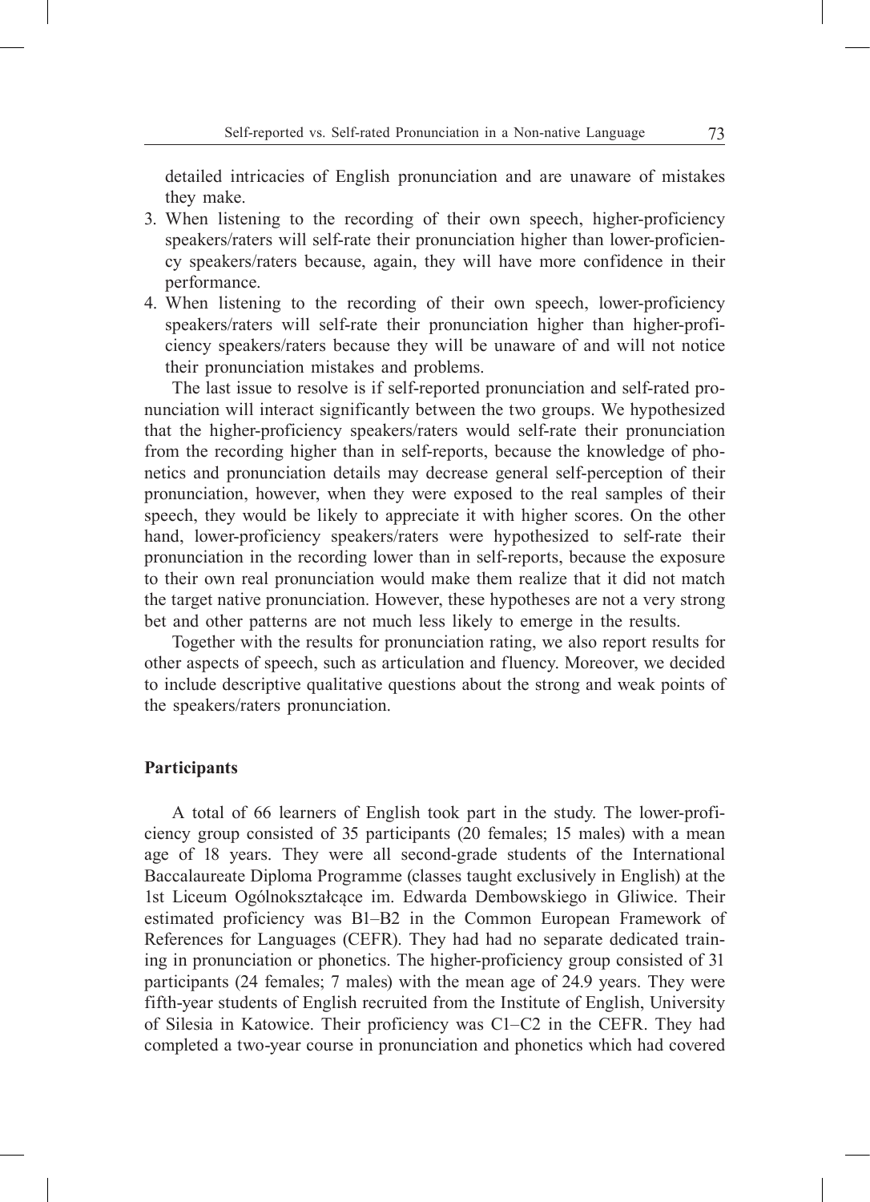detailed intricacies of English pronunciation and are unaware of mistakes they make.

3. When listening to the recording of their own speech, higher-proficiency speakers/raters will self-rate their pronunciation higher than lower-proficiency speakers/raters because, again, they will have more confidence in their performance.
4. When listening to the recording of their own speech, lower-proficiency speakers/raters will self-rate their pronunciation higher than higher-proficiency speakers/raters because they will be unaware of and will not notice their pronunciation mistakes and problems.

The last issue to resolve is if self-reported pronunciation and self-rated pronunciation will interact significantly between the two groups. We hypothesized that the higher-proficiency speakers/raters would self-rate their pronunciation from the recording higher than in self-reports, because the knowledge of phonetics and pronunciation details may decrease general self-perception of their pronunciation, however, when they were exposed to the real samples of their speech, they would be likely to appreciate it with higher scores. On the other hand, lower-proficiency speakers/raters were hypothesized to self-rate their pronunciation in the recording lower than in self-reports, because the exposure to their own real pronunciation would make them realize that it did not match the target native pronunciation. However, these hypotheses are not a very strong bet and other patterns are not much less likely to emerge in the results.

Together with the results for pronunciation rating, we also report results for other aspects of speech, such as articulation and fluency. Moreover, we decided to include descriptive qualitative questions about the strong and weak points of the speakers/raters pronunciation.

## Participants

A total of 66 learners of English took part in the study. The lower-proficiency group consisted of 35 participants (20 females; 15 males) with a mean age of 18 years. They were all second-grade students of the International Baccalaureate Diploma Programme (classes taught exclusively in English) at the 1st Liceum Ogólnokształcące im. Edwarda Dembowskiego in Gliwice. Their estimated proficiency was B1–B2 in the Common European Framework of References for Languages (CEFR). They had had no separate dedicated training in pronunciation or phonetics. The higher-proficiency group consisted of 31 participants (24 females; 7 males) with the mean age of 24.9 years. They were fifth-year students of English recruited from the Institute of English, University of Silesia in Katowice. Their proficiency was C1–C2 in the CEFR. They had completed a two-year course in pronunciation and phonetics which had covered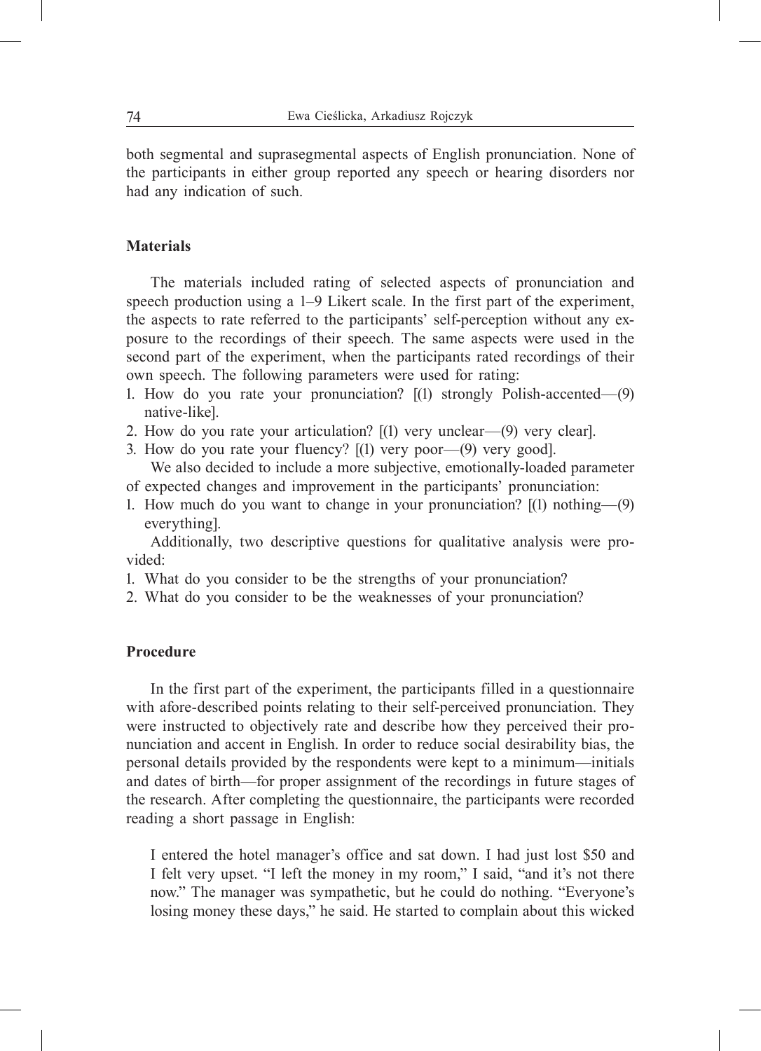both segmental and suprasegmental aspects of English pronunciation. None of the participants in either group reported any speech or hearing disorders nor had any indication of such.

### Materials

The materials included rating of selected aspects of pronunciation and speech production using a 1–9 Likert scale. In the first part of the experiment, the aspects to rate referred to the participants' self-perception without any exposure to the recordings of their speech. The same aspects were used in the second part of the experiment, when the participants rated recordings of their own speech. The following parameters were used for rating:

1. How do you rate your pronunciation? [(1) strongly Polish-accented—(9) native-like].
2. How do you rate your articulation? [(1) very unclear—(9) very clear].
3. How do you rate your fluency? [(1) very poor—(9) very good].

We also decided to include a more subjective, emotionally-loaded parameter of expected changes and improvement in the participants' pronunciation:

1. How much do you want to change in your pronunciation? [(1) nothing—(9) everything].

Additionally, two descriptive questions for qualitative analysis were provided:

1. What do you consider to be the strengths of your pronunciation?
2. What do you consider to be the weaknesses of your pronunciation?

### Procedure

In the first part of the experiment, the participants filled in a questionnaire with afore-described points relating to their self-perceived pronunciation. They were instructed to objectively rate and describe how they perceived their pronunciation and accent in English. In order to reduce social desirability bias, the personal details provided by the respondents were kept to a minimum—initials and dates of birth—for proper assignment of the recordings in future stages of the research. After completing the questionnaire, the participants were recorded reading a short passage in English:

> I entered the hotel manager's office and sat down. I had just lost $50 and I felt very upset. "I left the money in my room," I said, "and it's not there now." The manager was sympathetic, but he could do nothing. "Everyone's losing money these days," he said. He started to complain about this wicked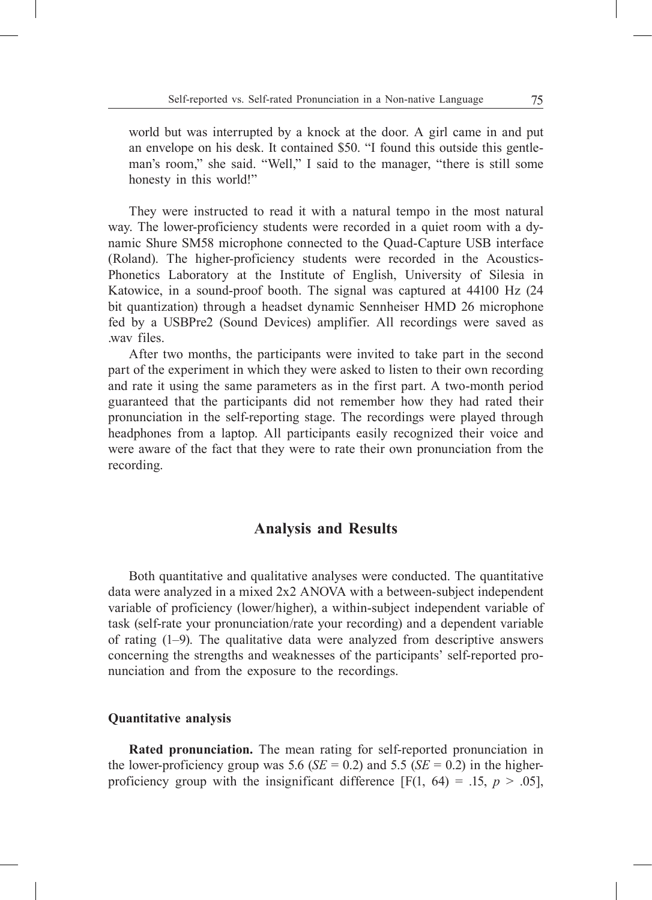world but was interrupted by a knock at the door. A girl came in and put an envelope on his desk. It contained $50. "I found this outside this gentleman's room," she said. "Well," I said to the manager, "there is still some honesty in this world!"

They were instructed to read it with a natural tempo in the most natural way. The lower-proficiency students were recorded in a quiet room with a dynamic Shure SM58 microphone connected to the Quad-Capture USB interface (Roland). The higher-proficiency students were recorded in the Acoustics-Phonetics Laboratory at the Institute of English, University of Silesia in Katowice, in a sound-proof booth. The signal was captured at 44100 Hz (24 bit quantization) through a headset dynamic Sennheiser HMD 26 microphone fed by a USBPre2 (Sound Devices) amplifier. All recordings were saved as .wav files.

After two months, the participants were invited to take part in the second part of the experiment in which they were asked to listen to their own recording and rate it using the same parameters as in the first part. A two-month period guaranteed that the participants did not remember how they had rated their pronunciation in the self-reporting stage. The recordings were played through headphones from a laptop. All participants easily recognized their voice and were aware of the fact that they were to rate their own pronunciation from the recording.

## Analysis and Results

Both quantitative and qualitative analyses were conducted. The quantitative data were analyzed in a mixed 2x2 ANOVA with a between-subject independent variable of proficiency (lower/higher), a within-subject independent variable of task (self-rate your pronunciation/rate your recording) and a dependent variable of rating (1–9). The qualitative data were analyzed from descriptive answers concerning the strengths and weaknesses of the participants' self-reported pronunciation and from the exposure to the recordings.

### Quantitative analysis

**Rated pronunciation.** The mean rating for self-reported pronunciation in the lower-proficiency group was 5.6 ($SE = 0.2$) and 5.5 ($SE = 0.2$) in the higher-proficiency group with the insignificant difference [$F(1, 64) = .15$, $p > .05$],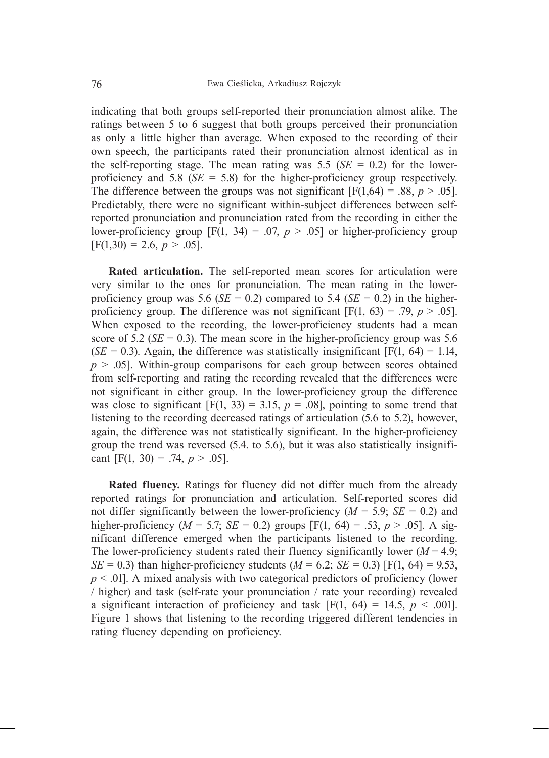indicating that both groups self-reported their pronunciation almost alike. The ratings between 5 to 6 suggest that both groups perceived their pronunciation as only a little higher than average. When exposed to the recording of their own speech, the participants rated their pronunciation almost identical as in the self-reporting stage. The mean rating was 5.5 (*SE* = 0.2) for the lower-proficiency and 5.8 (*SE* = 5.8) for the higher-proficiency group respectively. The difference between the groups was not significant [$F(1,64) = .88$, $p > .05$]. Predictably, there were no significant within-subject differences between self-reported pronunciation and pronunciation rated from the recording in either the lower-proficiency group [$F(1, 34) = .07$, $p > .05$] or higher-proficiency group [$F(1,30) = 2.6$, $p > .05$].

**Rated articulation.** The self-reported mean scores for articulation were very similar to the ones for pronunciation. The mean rating in the lower-proficiency group was 5.6 (*SE* = 0.2) compared to 5.4 (*SE* = 0.2) in the higher-proficiency group. The difference was not significant [$F(1, 63) = .79$, $p > .05$]. When exposed to the recording, the lower-proficiency students had a mean score of 5.2 (*SE* = 0.3). The mean score in the higher-proficiency group was 5.6 (*SE* = 0.3). Again, the difference was statistically insignificant [$F(1, 64) = 1.14$, $p > .05$]. Within-group comparisons for each group between scores obtained from self-reporting and rating the recording revealed that the differences were not significant in either group. In the lower-proficiency group the difference was close to significant [$F(1, 33) = 3.15$, $p = .08$], pointing to some trend that listening to the recording decreased ratings of articulation (5.6 to 5.2), however, again, the difference was not statistically significant. In the higher-proficiency group the trend was reversed (5.4. to 5.6), but it was also statistically insignificant [$F(1, 30) = .74$, $p > .05$].

**Rated fluency.** Ratings for fluency did not differ much from the already reported ratings for pronunciation and articulation. Self-reported scores did not differ significantly between the lower-proficiency (*M* = 5.9; *SE* = 0.2) and higher-proficiency (*M* = 5.7; *SE* = 0.2) groups [$F(1, 64) = .53$, $p > .05$]. A significant difference emerged when the participants listened to the recording. The lower-proficiency students rated their fluency significantly lower (*M* = 4.9; *SE* = 0.3) than higher-proficiency students (*M* = 6.2; *SE* = 0.3) [$F(1, 64) = 9.53$, $p < .01$]. A mixed analysis with two categorical predictors of proficiency (lower / higher) and task (self-rate your pronunciation / rate your recording) revealed a significant interaction of proficiency and task [$F(1, 64) = 14.5$, $p < .001$]. Figure 1 shows that listening to the recording triggered different tendencies in rating fluency depending on proficiency.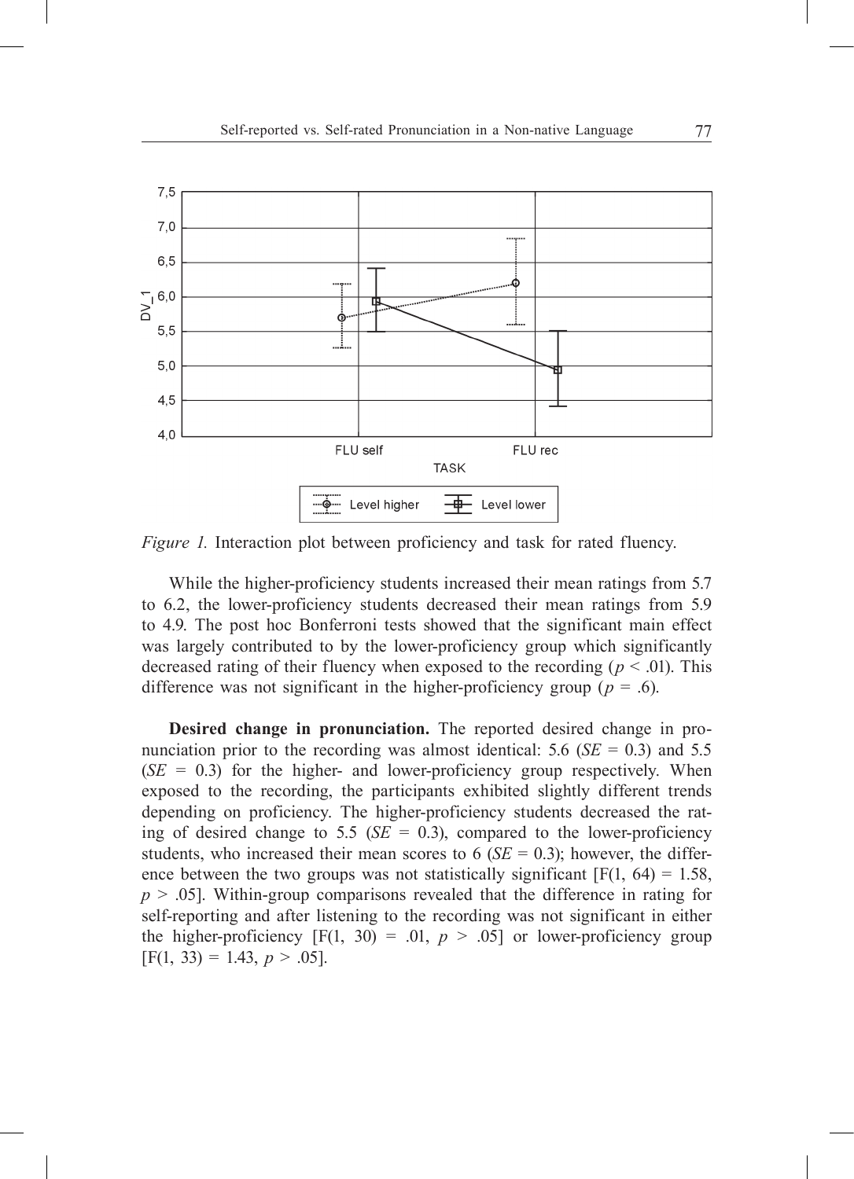*Figure 1.* Interaction plot between proficiency and task for rated fluency.

While the higher-proficiency students increased their mean ratings from 5.7 to 6.2, the lower-proficiency students decreased their mean ratings from 5.9 to 4.9. The post hoc Bonferroni tests showed that the significant main effect was largely contributed to by the lower-proficiency group which significantly decreased rating of their fluency when exposed to the recording ($p < .01$). This difference was not significant in the higher-proficiency group ($p = .6$).

**Desired change in pronunciation.** The reported desired change in pronunciation prior to the recording was almost identical: 5.6 ($SE = 0.3$) and 5.5 ($SE = 0.3$) for the higher- and lower-proficiency group respectively. When exposed to the recording, the participants exhibited slightly different trends depending on proficiency. The higher-proficiency students decreased the rating of desired change to 5.5 ($SE = 0.3$), compared to the lower-proficiency students, who increased their mean scores to 6 ($SE = 0.3$); however, the difference between the two groups was not statistically significant [$F(1, 64) = 1.58$, $p > .05$]. Within-group comparisons revealed that the difference in rating for self-reporting and after listening to the recording was not significant in either the higher-proficiency [$F(1, 30) = .01$, $p > .05$] or lower-proficiency group [$F(1, 33) = 1.43$, $p > .05$].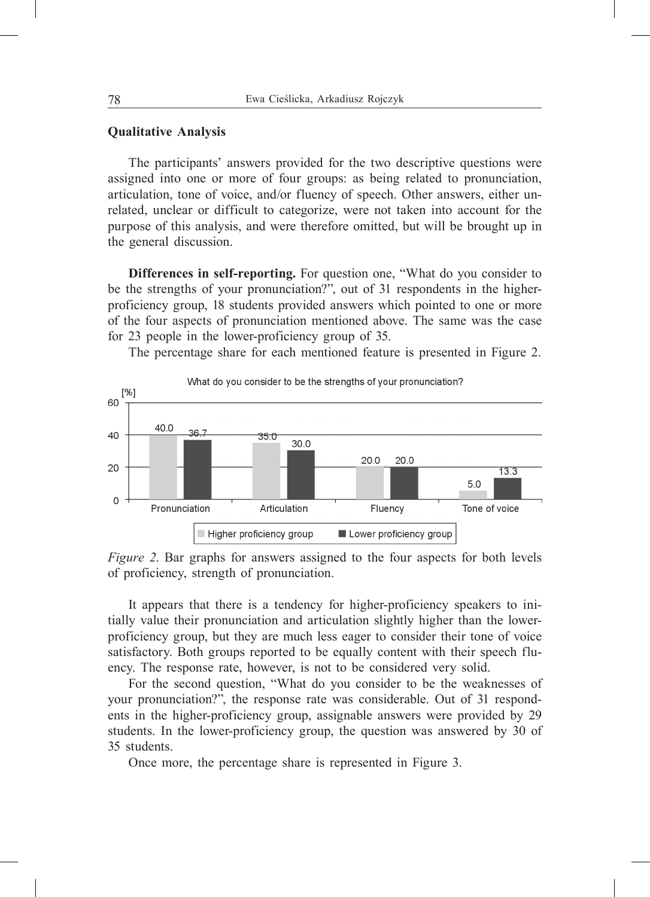### Qualitative Analysis

The participants' answers provided for the two descriptive questions were assigned into one or more of four groups: as being related to pronunciation, articulation, tone of voice, and/or fluency of speech. Other answers, either unrelated, unclear or difficult to categorize, were not taken into account for the purpose of this analysis, and were therefore omitted, but will be brought up in the general discussion.

**Differences in self-reporting.** For question one, "What do you consider to be the strengths of your pronunciation?", out of 31 respondents in the higher-proficiency group, 18 students provided answers which pointed to one or more of the four aspects of pronunciation mentioned above. The same was the case for 23 people in the lower-proficiency group of 35.

The percentage share for each mentioned feature is presented in Figure 2.

What do you consider to be the strengths of your pronunciation?

| [%] | Pronunciation | Articulation | Fluency | Tone of voice |
|---|---|---|---|---|
| Higher proficiency group | 40.0 | 35.0 | 20.0 | 5.0 |
| Lower proficiency group | 36.7 | 30.0 | 20.0 | 13.3 |

*Figure 2*. Bar graphs for answers assigned to the four aspects for both levels of proficiency, strength of pronunciation.

It appears that there is a tendency for higher-proficiency speakers to initially value their pronunciation and articulation slightly higher than the lower-proficiency group, but they are much less eager to consider their tone of voice satisfactory. Both groups reported to be equally content with their speech fluency. The response rate, however, is not to be considered very solid.

For the second question, "What do you consider to be the weaknesses of your pronunciation?", the response rate was considerable. Out of 31 respondents in the higher-proficiency group, assignable answers were provided by 29 students. In the lower-proficiency group, the question was answered by 30 of 35 students.

Once more, the percentage share is represented in Figure 3.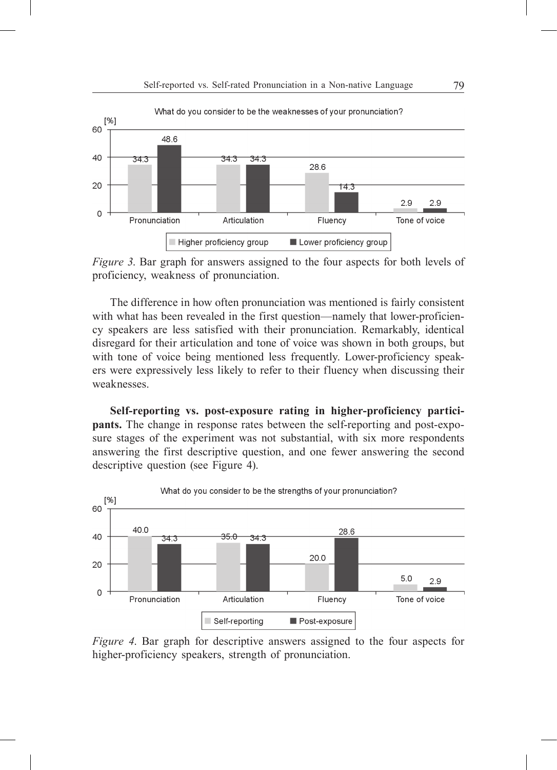What do you consider to be the weaknesses of your pronunciation?

| [%] | Pronunciation | Articulation | Fluency | Tone of voice |
|---|---|---|---|---|
| Higher proficiency group | 34.3 | 34.3 | 28.6 | 2.9 |
| Lower proficiency group | 48.6 | 34.3 | 14.3 | 2.9 |

*Figure 3.* Bar graph for answers assigned to the four aspects for both levels of proficiency, weakness of pronunciation.

The difference in how often pronunciation was mentioned is fairly consistent with what has been revealed in the first question—namely that lower-proficiency speakers are less satisfied with their pronunciation. Remarkably, identical disregard for their articulation and tone of voice was shown in both groups, but with tone of voice being mentioned less frequently. Lower-proficiency speakers were expressively less likely to refer to their fluency when discussing their weaknesses.

**Self-reporting vs. post-exposure rating in higher-proficiency participants.** The change in response rates between the self-reporting and post-exposure stages of the experiment was not substantial, with six more respondents answering the first descriptive question, and one fewer answering the second descriptive question (see Figure 4).

What do you consider to be the strengths of your pronunciation?

| [%] | Pronunciation | Articulation | Fluency | Tone of voice |
|---|---|---|---|---|
| Self-reporting | 40.0 | 35.0 | 20.0 | 5.0 |
| Post-exposure | 34.3 | 34.3 | 28.6 | 2.9 |

*Figure 4.* Bar graph for descriptive answers assigned to the four aspects for higher-proficiency speakers, strength of pronunciation.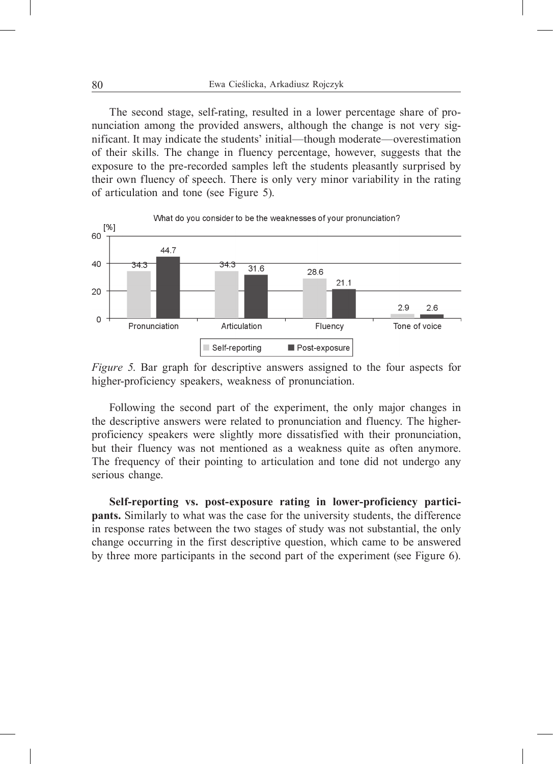The second stage, self-rating, resulted in a lower percentage share of pronunciation among the provided answers, although the change is not very significant. It may indicate the students' initial—though moderate—overestimation of their skills. The change in fluency percentage, however, suggests that the exposure to the pre-recorded samples left the students pleasantly surprised by their own fluency of speech. There is only very minor variability in the rating of articulation and tone (see Figure 5).

*Figure 5.* Bar graph for descriptive answers assigned to the four aspects for higher-proficiency speakers, weakness of pronunciation.

Following the second part of the experiment, the only major changes in the descriptive answers were related to pronunciation and fluency. The higher-proficiency speakers were slightly more dissatisfied with their pronunciation, but their fluency was not mentioned as a weakness quite as often anymore. The frequency of their pointing to articulation and tone did not undergo any serious change.

**Self-reporting vs. post-exposure rating in lower-proficiency participants.** Similarly to what was the case for the university students, the difference in response rates between the two stages of study was not substantial, the only change occurring in the first descriptive question, which came to be answered by three more participants in the second part of the experiment (see Figure 6).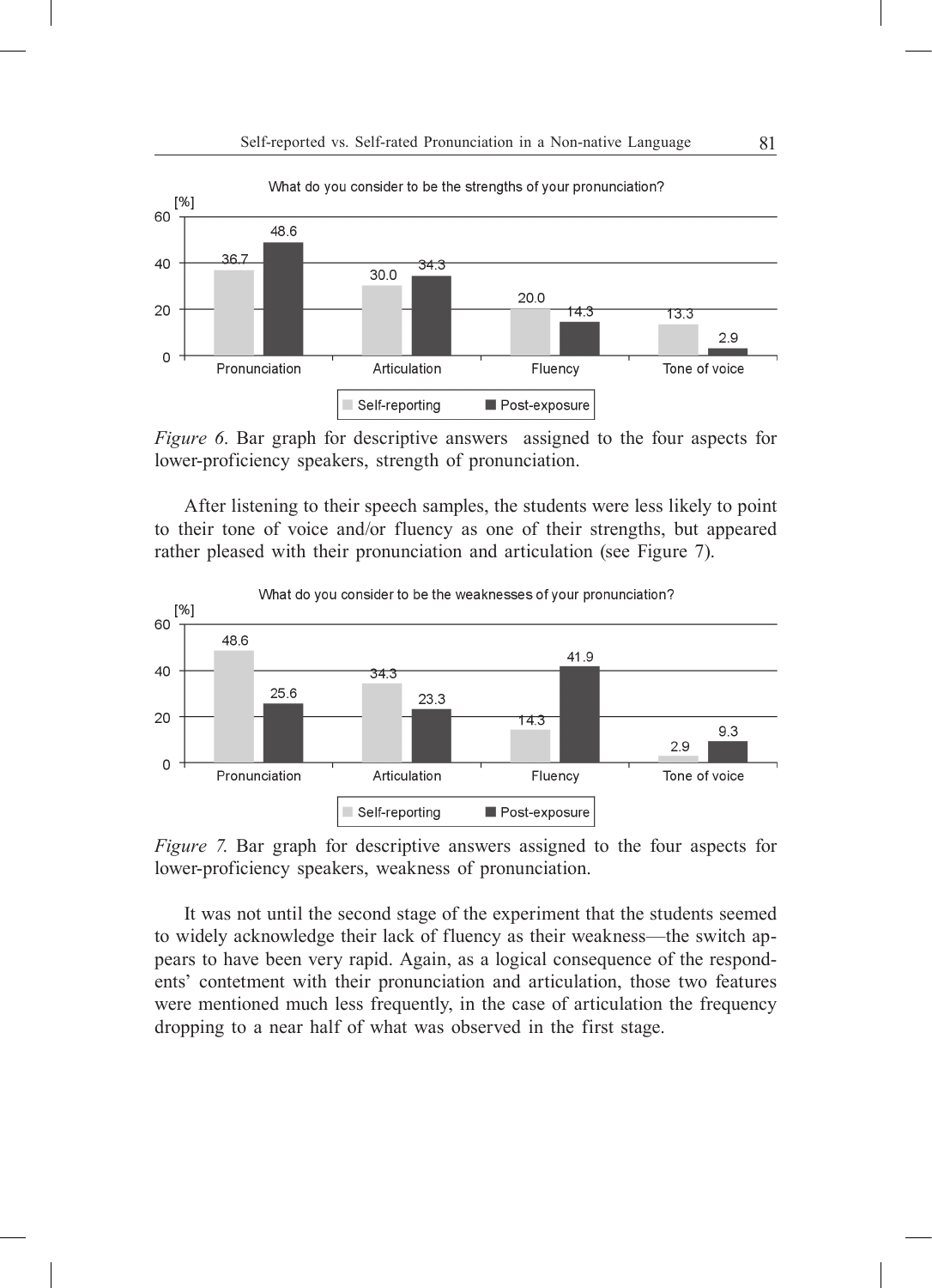*Figure 6*. Bar graph for descriptive answers assigned to the four aspects for lower-proficiency speakers, strength of pronunciation.

After listening to their speech samples, the students were less likely to point to their tone of voice and/or fluency as one of their strengths, but appeared rather pleased with their pronunciation and articulation (see Figure 7).

*Figure 7*. Bar graph for descriptive answers assigned to the four aspects for lower-proficiency speakers, weakness of pronunciation.

It was not until the second stage of the experiment that the students seemed to widely acknowledge their lack of fluency as their weakness—the switch appears to have been very rapid. Again, as a logical consequence of the respondents' contetment with their pronunciation and articulation, those two features were mentioned much less frequently, in the case of articulation the frequency dropping to a near half of what was observed in the first stage.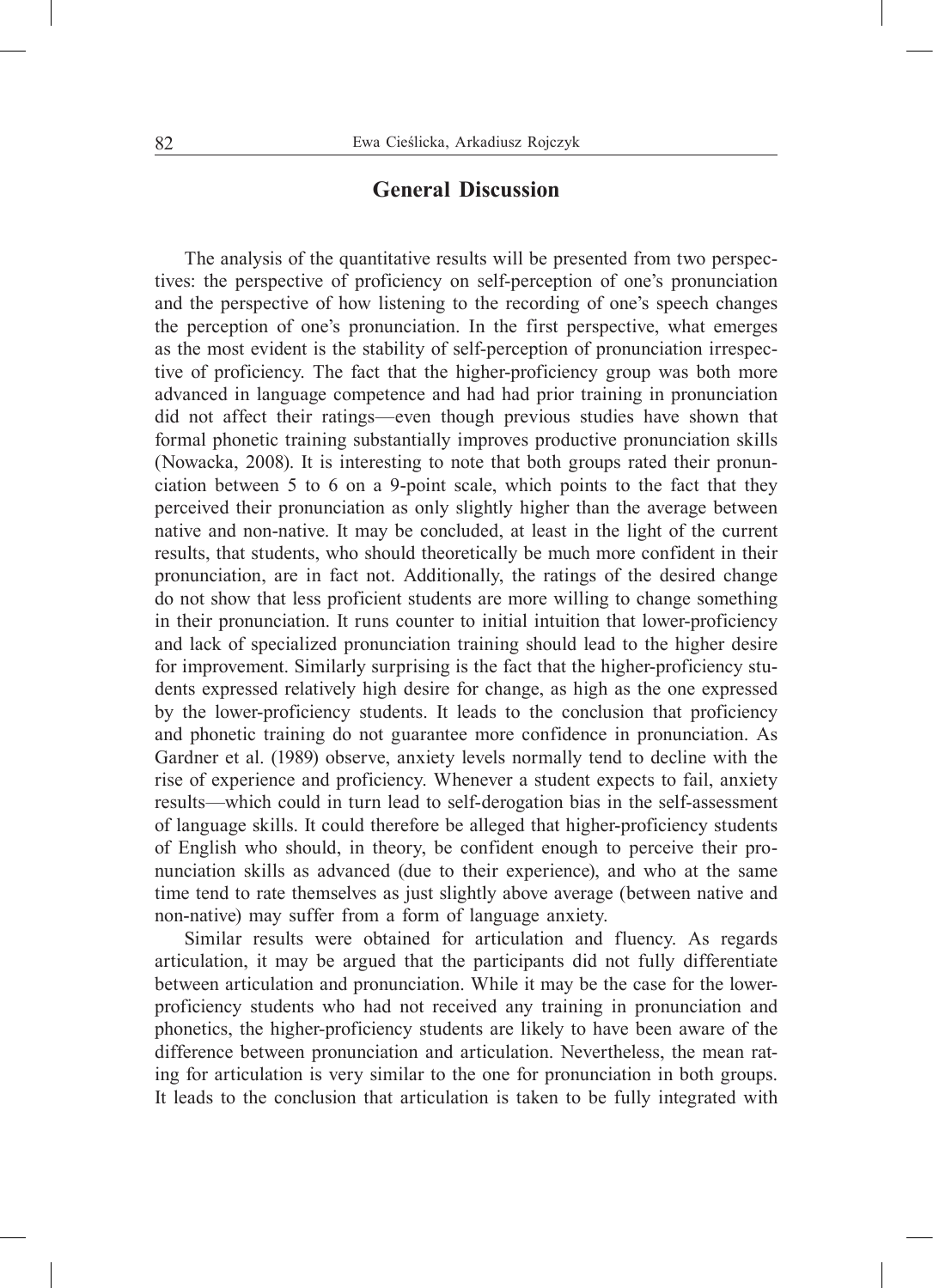## General Discussion

The analysis of the quantitative results will be presented from two perspectives: the perspective of proficiency on self-perception of one's pronunciation and the perspective of how listening to the recording of one's speech changes the perception of one's pronunciation. In the first perspective, what emerges as the most evident is the stability of self-perception of pronunciation irrespective of proficiency. The fact that the higher-proficiency group was both more advanced in language competence and had had prior training in pronunciation did not affect their ratings—even though previous studies have shown that formal phonetic training substantially improves productive pronunciation skills (Nowacka, 2008). It is interesting to note that both groups rated their pronunciation between 5 to 6 on a 9-point scale, which points to the fact that they perceived their pronunciation as only slightly higher than the average between native and non-native. It may be concluded, at least in the light of the current results, that students, who should theoretically be much more confident in their pronunciation, are in fact not. Additionally, the ratings of the desired change do not show that less proficient students are more willing to change something in their pronunciation. It runs counter to initial intuition that lower-proficiency and lack of specialized pronunciation training should lead to the higher desire for improvement. Similarly surprising is the fact that the higher-proficiency students expressed relatively high desire for change, as high as the one expressed by the lower-proficiency students. It leads to the conclusion that proficiency and phonetic training do not guarantee more confidence in pronunciation. As Gardner et al. (1989) observe, anxiety levels normally tend to decline with the rise of experience and proficiency. Whenever a student expects to fail, anxiety results—which could in turn lead to self-derogation bias in the self-assessment of language skills. It could therefore be alleged that higher-proficiency students of English who should, in theory, be confident enough to perceive their pronunciation skills as advanced (due to their experience), and who at the same time tend to rate themselves as just slightly above average (between native and non-native) may suffer from a form of language anxiety.

Similar results were obtained for articulation and fluency. As regards articulation, it may be argued that the participants did not fully differentiate between articulation and pronunciation. While it may be the case for the lower-proficiency students who had not received any training in pronunciation and phonetics, the higher-proficiency students are likely to have been aware of the difference between pronunciation and articulation. Nevertheless, the mean rating for articulation is very similar to the one for pronunciation in both groups. It leads to the conclusion that articulation is taken to be fully integrated with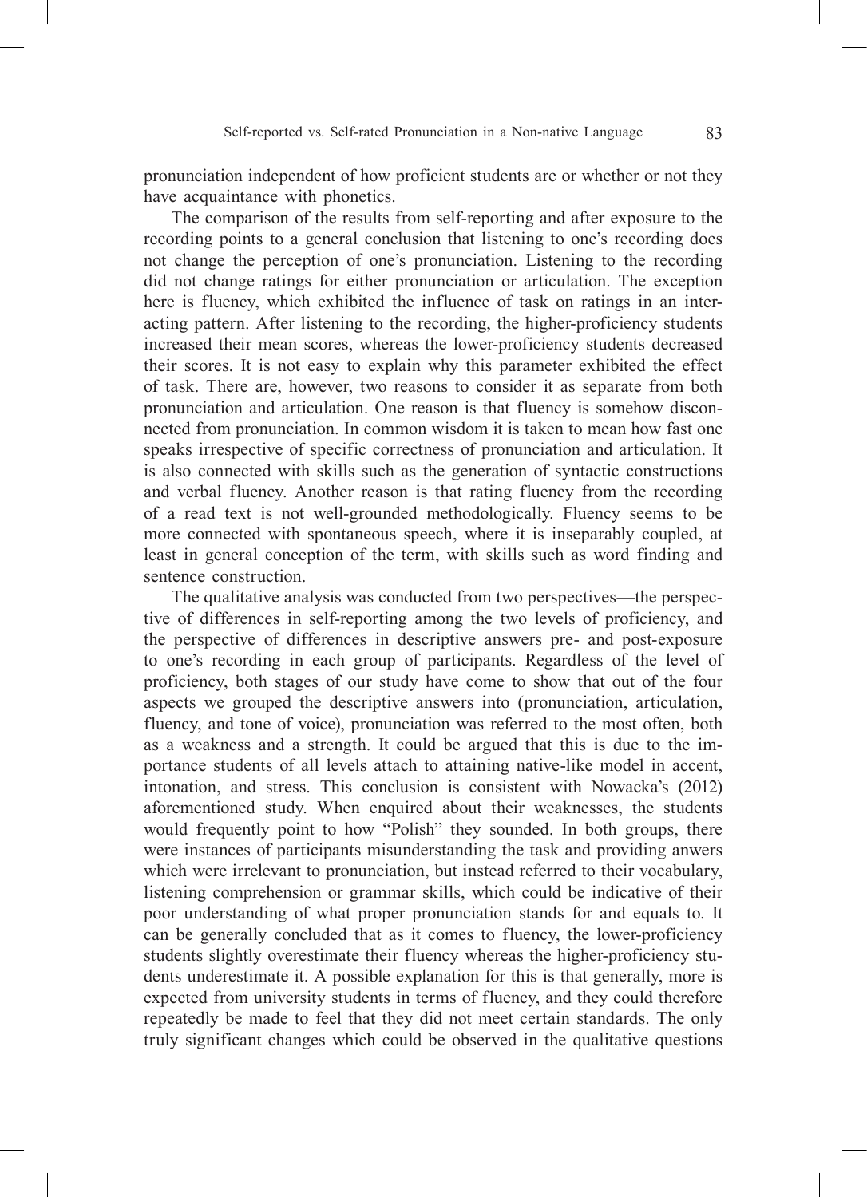pronunciation independent of how proficient students are or whether or not they have acquaintance with phonetics.

The comparison of the results from self-reporting and after exposure to the recording points to a general conclusion that listening to one's recording does not change the perception of one's pronunciation. Listening to the recording did not change ratings for either pronunciation or articulation. The exception here is fluency, which exhibited the influence of task on ratings in an interacting pattern. After listening to the recording, the higher-proficiency students increased their mean scores, whereas the lower-proficiency students decreased their scores. It is not easy to explain why this parameter exhibited the effect of task. There are, however, two reasons to consider it as separate from both pronunciation and articulation. One reason is that fluency is somehow disconnected from pronunciation. In common wisdom it is taken to mean how fast one speaks irrespective of specific correctness of pronunciation and articulation. It is also connected with skills such as the generation of syntactic constructions and verbal fluency. Another reason is that rating fluency from the recording of a read text is not well-grounded methodologically. Fluency seems to be more connected with spontaneous speech, where it is inseparably coupled, at least in general conception of the term, with skills such as word finding and sentence construction.

The qualitative analysis was conducted from two perspectives—the perspective of differences in self-reporting among the two levels of proficiency, and the perspective of differences in descriptive answers pre- and post-exposure to one's recording in each group of participants. Regardless of the level of proficiency, both stages of our study have come to show that out of the four aspects we grouped the descriptive answers into (pronunciation, articulation, fluency, and tone of voice), pronunciation was referred to the most often, both as a weakness and a strength. It could be argued that this is due to the importance students of all levels attach to attaining native-like model in accent, intonation, and stress. This conclusion is consistent with Nowacka's (2012) aforementioned study. When enquired about their weaknesses, the students would frequently point to how "Polish" they sounded. In both groups, there were instances of participants misunderstanding the task and providing anwers which were irrelevant to pronunciation, but instead referred to their vocabulary, listening comprehension or grammar skills, which could be indicative of their poor understanding of what proper pronunciation stands for and equals to. It can be generally concluded that as it comes to fluency, the lower-proficiency students slightly overestimate their fluency whereas the higher-proficiency students underestimate it. A possible explanation for this is that generally, more is expected from university students in terms of fluency, and they could therefore repeatedly be made to feel that they did not meet certain standards. The only truly significant changes which could be observed in the qualitative questions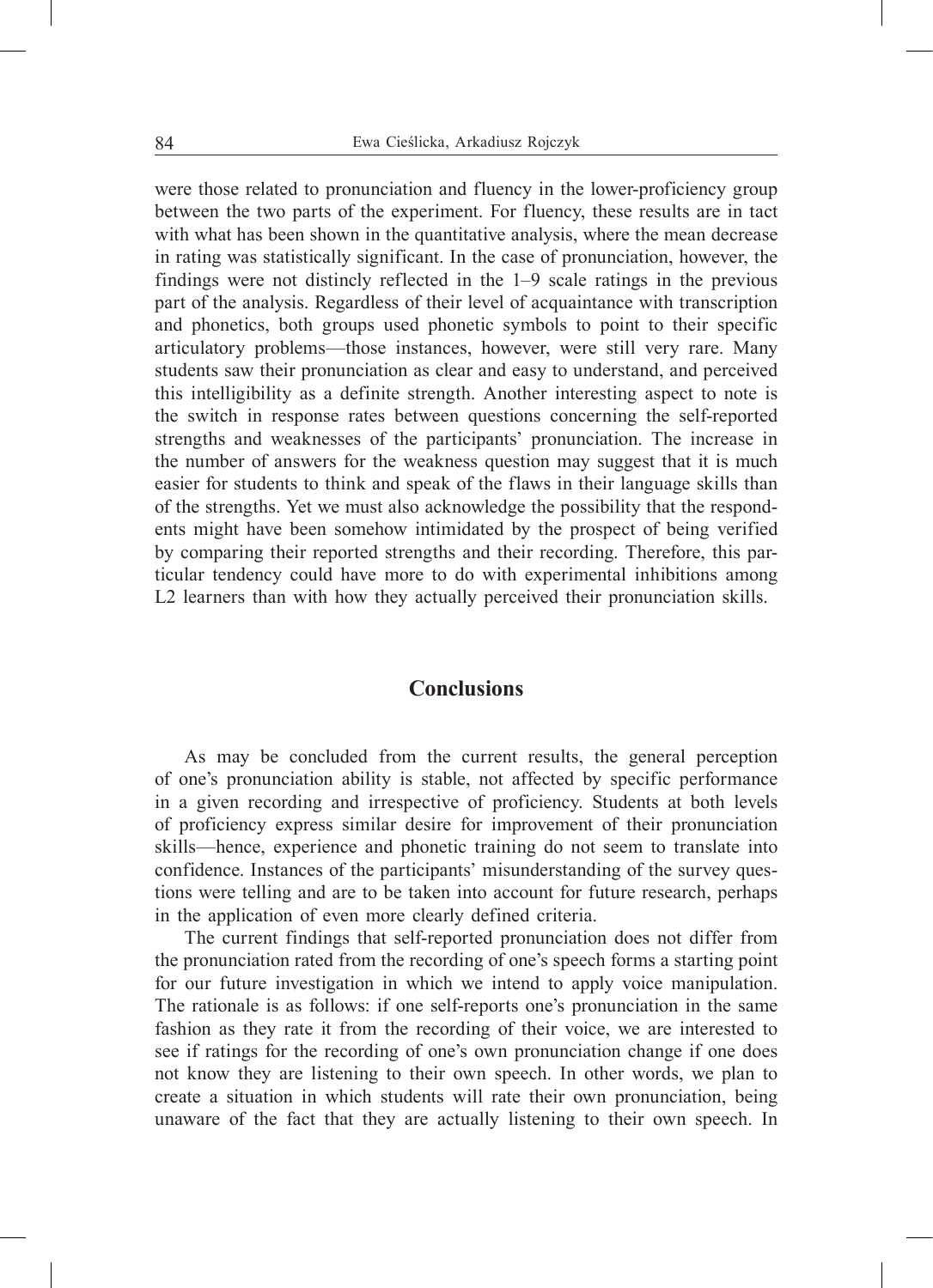were those related to pronunciation and fluency in the lower-proficiency group between the two parts of the experiment. For fluency, these results are in tact with what has been shown in the quantitative analysis, where the mean decrease in rating was statistically significant. In the case of pronunciation, however, the findings were not distincly reflected in the 1–9 scale ratings in the previous part of the analysis. Regardless of their level of acquaintance with transcription and phonetics, both groups used phonetic symbols to point to their specific articulatory problems—those instances, however, were still very rare. Many students saw their pronunciation as clear and easy to understand, and perceived this intelligibility as a definite strength. Another interesting aspect to note is the switch in response rates between questions concerning the self-reported strengths and weaknesses of the participants' pronunciation. The increase in the number of answers for the weakness question may suggest that it is much easier for students to think and speak of the flaws in their language skills than of the strengths. Yet we must also acknowledge the possibility that the respondents might have been somehow intimidated by the prospect of being verified by comparing their reported strengths and their recording. Therefore, this particular tendency could have more to do with experimental inhibitions among L2 learners than with how they actually perceived their pronunciation skills.

## Conclusions

As may be concluded from the current results, the general perception of one's pronunciation ability is stable, not affected by specific performance in a given recording and irrespective of proficiency. Students at both levels of proficiency express similar desire for improvement of their pronunciation skills—hence, experience and phonetic training do not seem to translate into confidence. Instances of the participants' misunderstanding of the survey questions were telling and are to be taken into account for future research, perhaps in the application of even more clearly defined criteria.

The current findings that self-reported pronunciation does not differ from the pronunciation rated from the recording of one's speech forms a starting point for our future investigation in which we intend to apply voice manipulation. The rationale is as follows: if one self-reports one's pronunciation in the same fashion as they rate it from the recording of their voice, we are interested to see if ratings for the recording of one's own pronunciation change if one does not know they are listening to their own speech. In other words, we plan to create a situation in which students will rate their own pronunciation, being unaware of the fact that they are actually listening to their own speech. In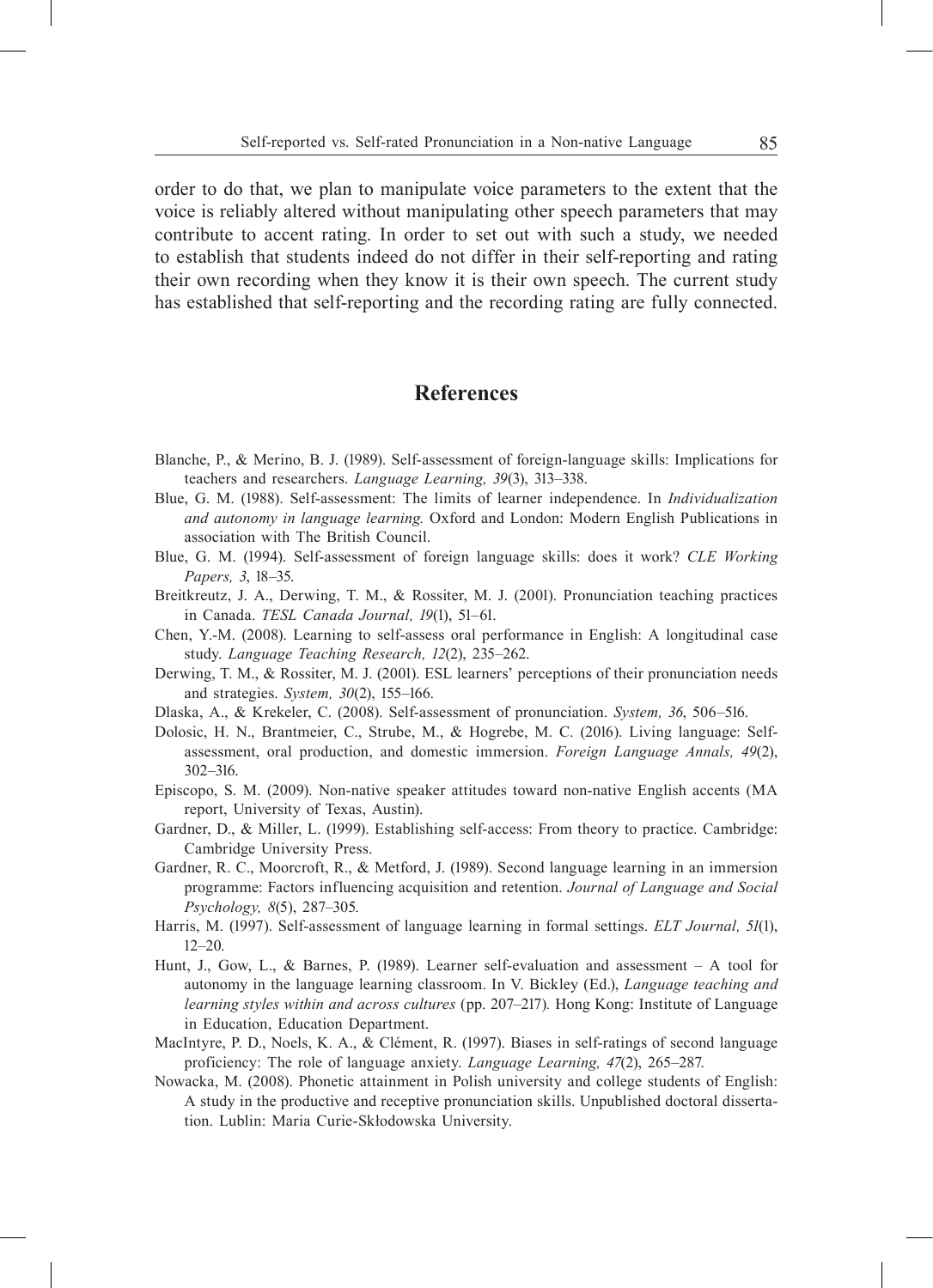order to do that, we plan to manipulate voice parameters to the extent that the voice is reliably altered without manipulating other speech parameters that may contribute to accent rating. In order to set out with such a study, we needed to establish that students indeed do not differ in their self-reporting and rating their own recording when they know it is their own speech. The current study has established that self-reporting and the recording rating are fully connected.

## References

Blanche, P., & Merino, B. J. (1989). Self-assessment of foreign-language skills: Implications for teachers and researchers. *Language Learning, 39*(3), 313–338.

Blue, G. M. (1988). Self-assessment: The limits of learner independence. In *Individualization and autonomy in language learning.* Oxford and London: Modern English Publications in association with The British Council.

Blue, G. M. (1994). Self-assessment of foreign language skills: does it work? *CLE Working Papers, 3*, 18–35.

Breitkreutz, J. A., Derwing, T. M., & Rossiter, M. J. (2001). Pronunciation teaching practices in Canada. *TESL Canada Journal, 19*(1), 51–61.

Chen, Y.-M. (2008). Learning to self-assess oral performance in English: A longitudinal case study. *Language Teaching Research, 12*(2), 235–262.

Derwing, T. M., & Rossiter, M. J. (2001). ESL learners' perceptions of their pronunciation needs and strategies. *System, 30*(2), 155–166.

Dlaska, A., & Krekeler, C. (2008). Self-assessment of pronunciation. *System, 36*, 506–516.

Dolosic, H. N., Brantmeier, C., Strube, M., & Hogrebe, M. C. (2016). Living language: Self-assessment, oral production, and domestic immersion. *Foreign Language Annals, 49*(2), 302–316.

Episcopo, S. M. (2009). Non-native speaker attitudes toward non-native English accents (MA report, University of Texas, Austin).

Gardner, D., & Miller, L. (1999). Establishing self-access: From theory to practice. Cambridge: Cambridge University Press.

Gardner, R. C., Moorcroft, R., & Metford, J. (1989). Second language learning in an immersion programme: Factors influencing acquisition and retention. *Journal of Language and Social Psychology, 8*(5), 287–305.

Harris, M. (1997). Self-assessment of language learning in formal settings. *ELT Journal, 51*(1), 12–20.

Hunt, J., Gow, L., & Barnes, P. (1989). Learner self-evaluation and assessment – A tool for autonomy in the language learning classroom. In V. Bickley (Ed.), *Language teaching and learning styles within and across cultures* (pp. 207–217)*.* Hong Kong: Institute of Language in Education, Education Department.

MacIntyre, P. D., Noels, K. A., & Clément, R. (1997). Biases in self-ratings of second language proficiency: The role of language anxiety. *Language Learning, 47*(2), 265–287.

Nowacka, M. (2008). Phonetic attainment in Polish university and college students of English: A study in the productive and receptive pronunciation skills. Unpublished doctoral dissertation. Lublin: Maria Curie-Skłodowska University.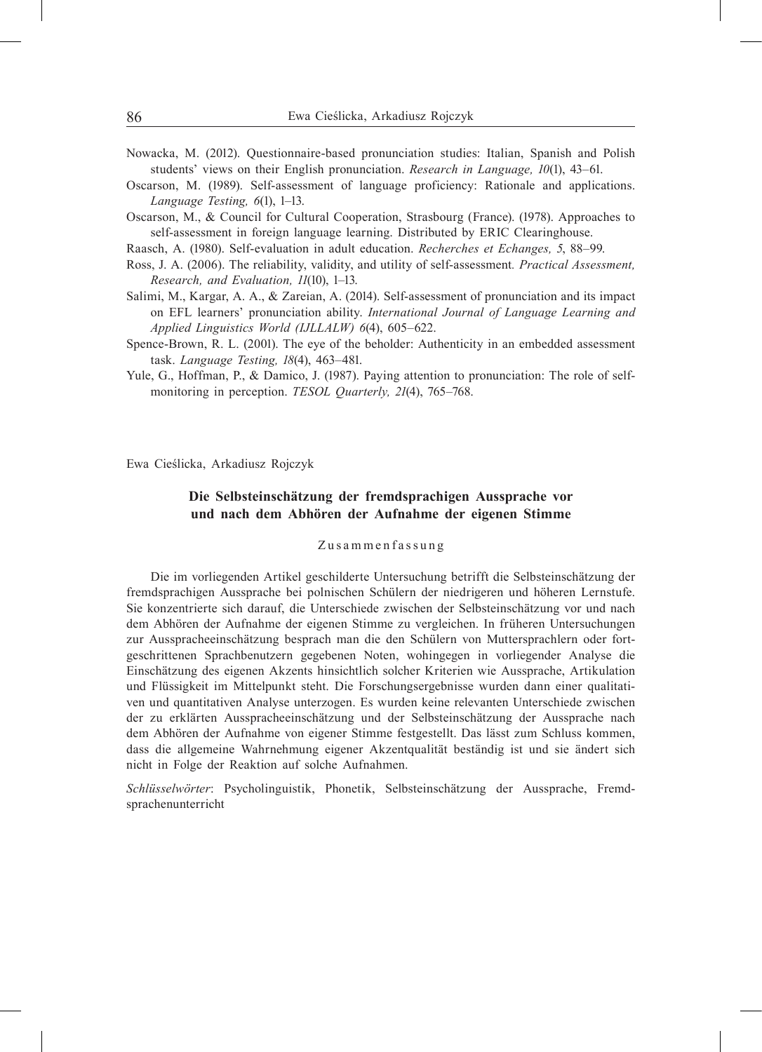Nowacka, M. (2012). Questionnaire-based pronunciation studies: Italian, Spanish and Polish students' views on their English pronunciation. *Research in Language, 10*(1), 43–61.

Oscarson, M. (1989). Self-assessment of language proficiency: Rationale and applications. *Language Testing, 6*(1), 1–13.

Oscarson, M., & Council for Cultural Cooperation, Strasbourg (France). (1978). Approaches to self-assessment in foreign language learning. Distributed by ERIC Clearinghouse.

Raasch, A. (1980). Self-evaluation in adult education. *Recherches et Echanges, 5*, 88–99.

Ross, J. A. (2006). The reliability, validity, and utility of self-assessment. *Practical Assessment, Research, and Evaluation, 11*(10), 1–13.

Salimi, M., Kargar, A. A., & Zareian, A. (2014). Self-assessment of pronunciation and its impact on EFL learners' pronunciation ability. *International Journal of Language Learning and Applied Linguistics World (IJLLALW) 6*(4), 605–622.

Spence-Brown, R. L. (2001). The eye of the beholder: Authenticity in an embedded assessment task. *Language Testing, 18*(4), 463–481.

Yule, G., Hoffman, P., & Damico, J. (1987). Paying attention to pronunciation: The role of self-monitoring in perception. *TESOL Quarterly, 21*(4), 765–768.

Ewa Cieślicka, Arkadiusz Rojczyk

## Die Selbsteinschätzung der fremdsprachigen Aussprache vor und nach dem Abhören der Aufnahme der eigenen Stimme

### Zusammenfassung

Die im vorliegenden Artikel geschilderte Untersuchung betrifft die Selbsteinschätzung der fremdsprachigen Aussprache bei polnischen Schülern der niedrigeren und höheren Lernstufe. Sie konzentrierte sich darauf, die Unterschiede zwischen der Selbsteinschätzung vor und nach dem Abhören der Aufnahme der eigenen Stimme zu vergleichen. In früheren Untersuchungen zur Ausspracheeinschätzung besprach man die den Schülern von Muttersprachlern oder fortgeschrittenen Sprachbenutzern gegebenen Noten, wohingegen in vorliegender Analyse die Einschätzung des eigenen Akzents hinsichtlich solcher Kriterien wie Aussprache, Artikulation und Flüssigkeit im Mittelpunkt steht. Die Forschungsergebnisse wurden dann einer qualitativen und quantitativen Analyse unterzogen. Es wurden keine relevanten Unterschiede zwischen der zu erklärten Ausspracheeinschätzung und der Selbsteinschätzung der Aussprache nach dem Abhören der Aufnahme von eigener Stimme festgestellt. Das lässt zum Schluss kommen, dass die allgemeine Wahrnehmung eigener Akzentqualität beständig ist und sie ändert sich nicht in Folge der Reaktion auf solche Aufnahmen.

*Schlüsselwörter*: Psycholinguistik, Phonetik, Selbsteinschätzung der Aussprache, Fremdsprachenunterricht